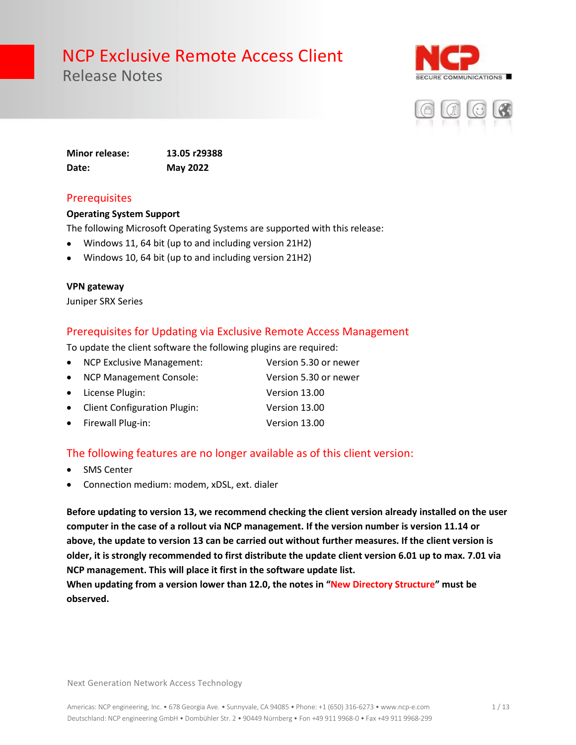# NCP Exclusive Remote Access Client

## Release Notes

| | |
|---|---|
| **Minor release:** | **13.05 r29388** |
| **Date:** | **May 2022** |

## Prerequisites

### Operating System Support

The following Microsoft Operating Systems are supported with this release:

- Windows 11, 64 bit (up to and including version 21H2)
- Windows 10, 64 bit (up to and including version 21H2)

### VPN gateway

Juniper SRX Series

## Prerequisites for Updating via Exclusive Remote Access Management

To update the client software the following plugins are required:

- NCP Exclusive Management: Version 5.30 or newer
- NCP Management Console: Version 5.30 or newer
- License Plugin: Version 13.00
- Client Configuration Plugin: Version 13.00
- Firewall Plug-in: Version 13.00

## The following features are no longer available as of this client version:

- SMS Center
- Connection medium: modem, xDSL, ext. dialer

**Before updating to version 13, we recommend checking the client version already installed on the user computer in the case of a rollout via NCP management. If the version number is version 11.14 or above, the update to version 13 can be carried out without further measures. If the client version is older, it is strongly recommended to first distribute the update client version 6.01 up to max. 7.01 via NCP management. This will place it first in the software update list.**
**When updating from a version lower than 12.0, the notes in "New Directory Structure" must be observed.**

Next Generation Network Access Technology

Americas: NCP engineering, Inc. • 678 Georgia Ave. • Sunnyvale, CA 94085 • Phone: +1 (650) 316-6273 • www.ncp-e.com
Deutschland: NCP engineering GmbH • Dombühler Str. 2 • 90449 Nürnberg • Fon +49 911 9968-0 • Fax +49 911 9968-299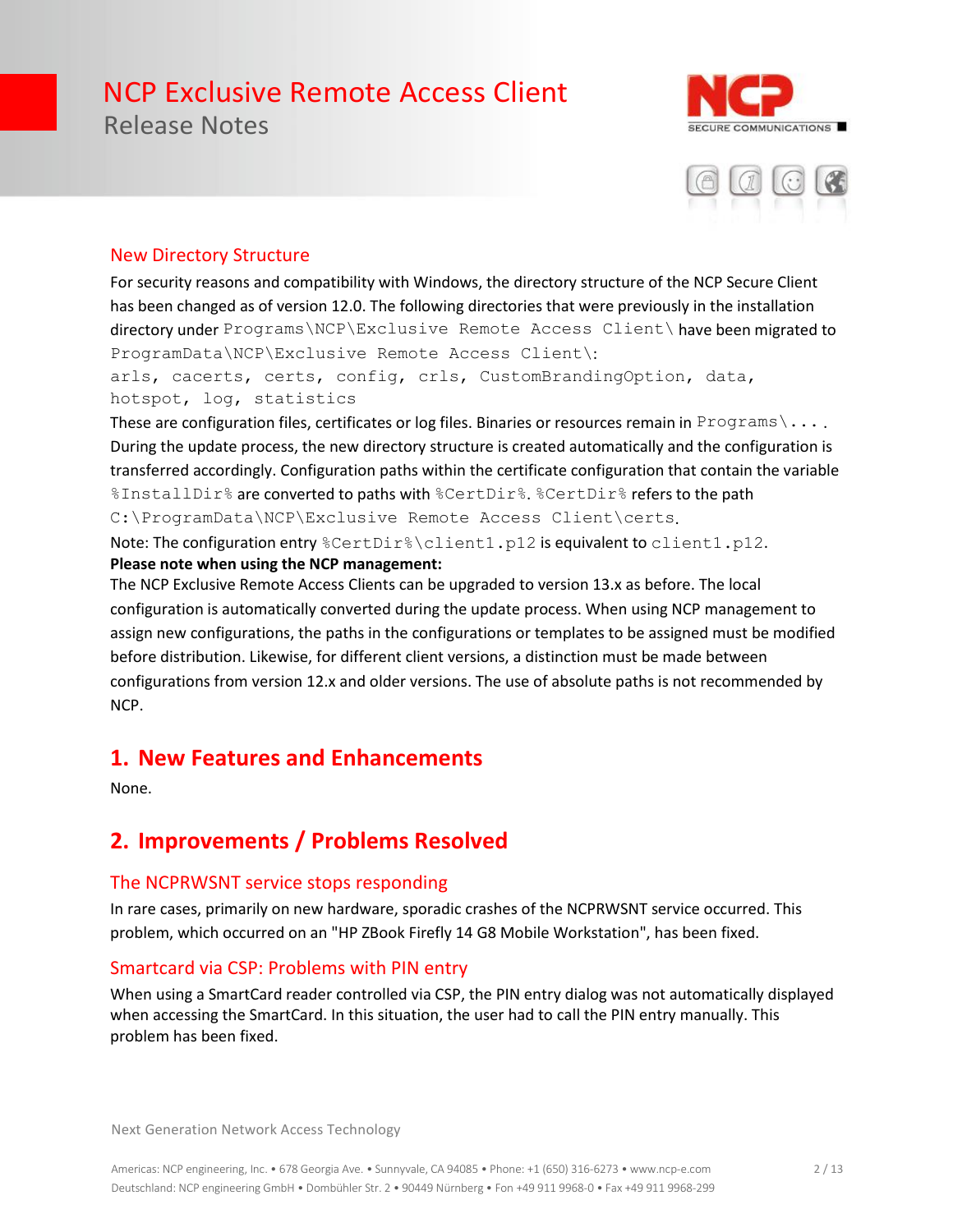## New Directory Structure

For security reasons and compatibility with Windows, the directory structure of the NCP Secure Client has been changed as of version 12.0. The following directories that were previously in the installation directory under `Programs\NCP\Exclusive Remote Access Client\` have been migrated to `ProgramData\NCP\Exclusive Remote Access Client\`:

`arls, cacerts, certs, config, crls, CustomBrandingOption, data, hotspot, log, statistics`

These are configuration files, certificates or log files. Binaries or resources remain in `Programs\...` . During the update process, the new directory structure is created automatically and the configuration is transferred accordingly. Configuration paths within the certificate configuration that contain the variable `%InstallDir%` are converted to paths with `%CertDir%`. `%CertDir%` refers to the path `C:\ProgramData\NCP\Exclusive Remote Access Client\certs`.

Note: The configuration entry `%CertDir%\client1.p12` is equivalent to `client1.p12`.

**Please note when using the NCP management:**

The NCP Exclusive Remote Access Clients can be upgraded to version 13.x as before. The local configuration is automatically converted during the update process. When using NCP management to assign new configurations, the paths in the configurations or templates to be assigned must be modified before distribution. Likewise, for different client versions, a distinction must be made between configurations from version 12.x and older versions. The use of absolute paths is not recommended by NCP.

# 1. New Features and Enhancements

None.

# 2. Improvements / Problems Resolved

## The NCPRWSNT service stops responding

In rare cases, primarily on new hardware, sporadic crashes of the NCPRWSNT service occurred. This problem, which occurred on an "HP ZBook Firefly 14 G8 Mobile Workstation", has been fixed.

## Smartcard via CSP: Problems with PIN entry

When using a SmartCard reader controlled via CSP, the PIN entry dialog was not automatically displayed when accessing the SmartCard. In this situation, the user had to call the PIN entry manually. This problem has been fixed.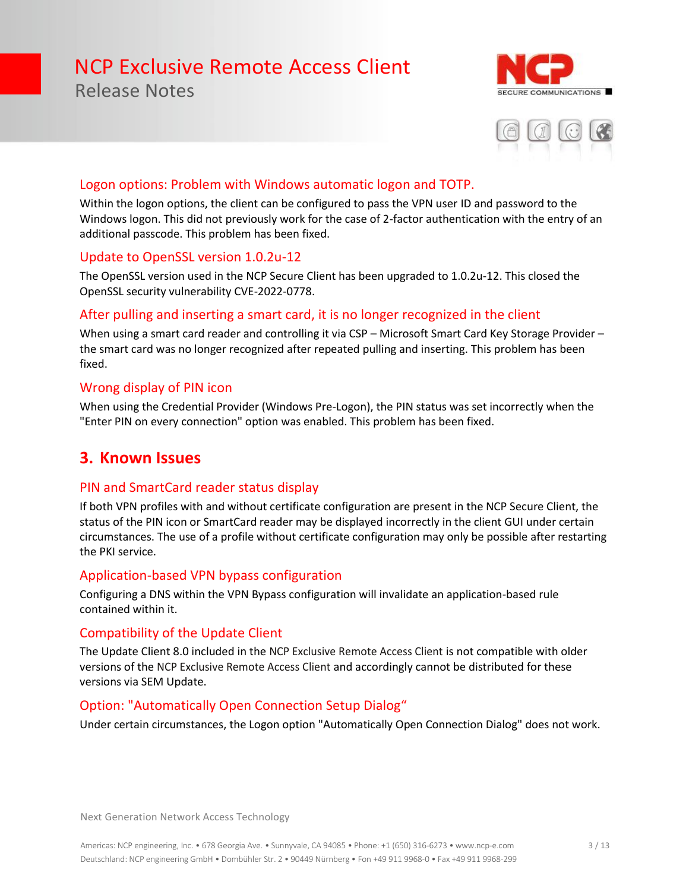### Logon options: Problem with Windows automatic logon and TOTP.

Within the logon options, the client can be configured to pass the VPN user ID and password to the Windows logon. This did not previously work for the case of 2-factor authentication with the entry of an additional passcode. This problem has been fixed.

### Update to OpenSSL version 1.0.2u-12

The OpenSSL version used in the NCP Secure Client has been upgraded to 1.0.2u-12. This closed the OpenSSL security vulnerability CVE-2022-0778.

### After pulling and inserting a smart card, it is no longer recognized in the client

When using a smart card reader and controlling it via CSP – Microsoft Smart Card Key Storage Provider – the smart card was no longer recognized after repeated pulling and inserting. This problem has been fixed.

### Wrong display of PIN icon

When using the Credential Provider (Windows Pre-Logon), the PIN status was set incorrectly when the "Enter PIN on every connection" option was enabled. This problem has been fixed.

## 3. Known Issues

### PIN and SmartCard reader status display

If both VPN profiles with and without certificate configuration are present in the NCP Secure Client, the status of the PIN icon or SmartCard reader may be displayed incorrectly in the client GUI under certain circumstances. The use of a profile without certificate configuration may only be possible after restarting the PKI service.

### Application-based VPN bypass configuration

Configuring a DNS within the VPN Bypass configuration will invalidate an application-based rule contained within it.

### Compatibility of the Update Client

The Update Client 8.0 included in the NCP Exclusive Remote Access Client is not compatible with older versions of the NCP Exclusive Remote Access Client and accordingly cannot be distributed for these versions via SEM Update.

### Option: "Automatically Open Connection Setup Dialog“

Under certain circumstances, the Logon option "Automatically Open Connection Dialog" does not work.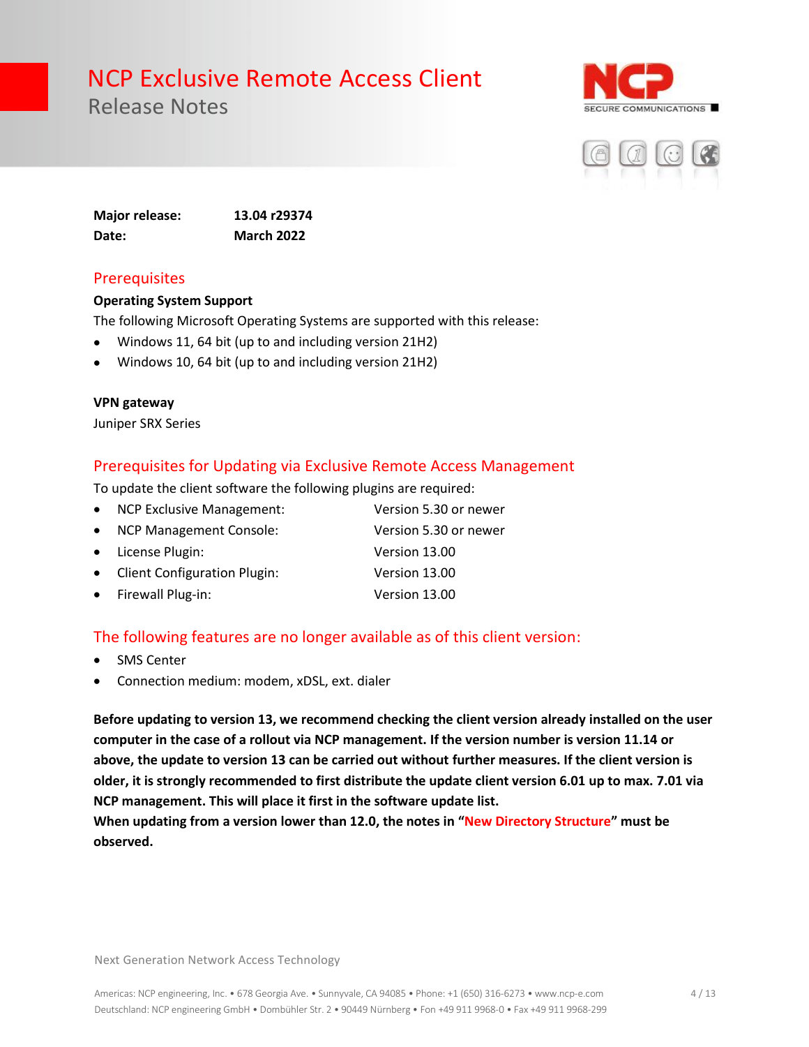# NCP Exclusive Remote Access Client

Release Notes

**Major release:** **13.04 r29374**
**Date:** **March 2022**

## Prerequisites

**Operating System Support**

The following Microsoft Operating Systems are supported with this release:

- Windows 11, 64 bit (up to and including version 21H2)
- Windows 10, 64 bit (up to and including version 21H2)

**VPN gateway**

Juniper SRX Series

## Prerequisites for Updating via Exclusive Remote Access Management

To update the client software the following plugins are required:

- NCP Exclusive Management: Version 5.30 or newer
- NCP Management Console: Version 5.30 or newer
- License Plugin: Version 13.00
- Client Configuration Plugin: Version 13.00
- Firewall Plug-in: Version 13.00

## The following features are no longer available as of this client version:

- SMS Center
- Connection medium: modem, xDSL, ext. dialer

**Before updating to version 13, we recommend checking the client version already installed on the user computer in the case of a rollout via NCP management. If the version number is version 11.14 or above, the update to version 13 can be carried out without further measures. If the client version is older, it is strongly recommended to first distribute the update client version 6.01 up to max. 7.01 via NCP management. This will place it first in the software update list.**
**When updating from a version lower than 12.0, the notes in "New Directory Structure" must be observed.**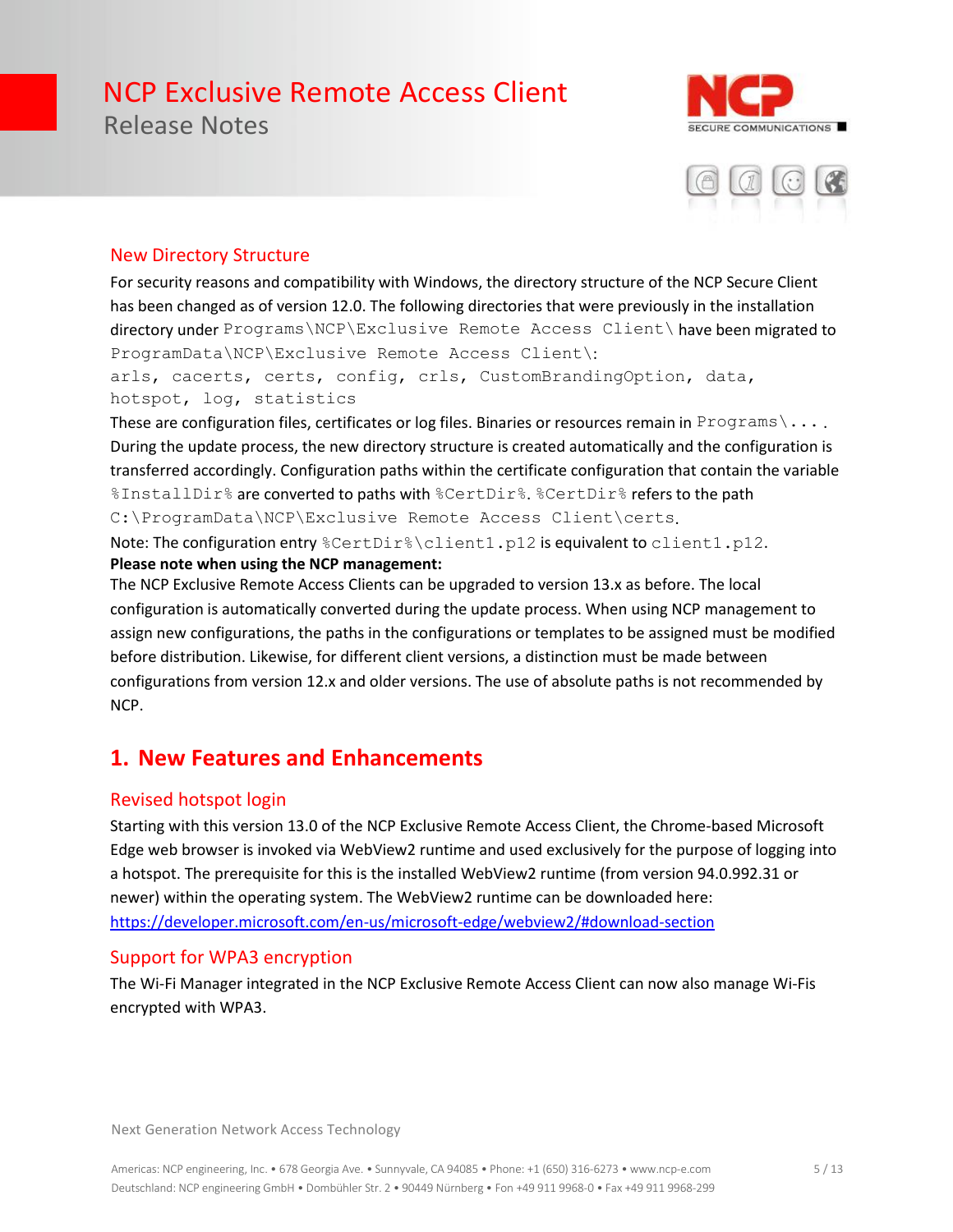## New Directory Structure

For security reasons and compatibility with Windows, the directory structure of the NCP Secure Client has been changed as of version 12.0. The following directories that were previously in the installation directory under `Programs\NCP\Exclusive Remote Access Client\` have been migrated to `ProgramData\NCP\Exclusive Remote Access Client\`:

`arls, cacerts, certs, config, crls, CustomBrandingOption, data, hotspot, log, statistics`

These are configuration files, certificates or log files. Binaries or resources remain in `Programs\...`. During the update process, the new directory structure is created automatically and the configuration is transferred accordingly. Configuration paths within the certificate configuration that contain the variable `%InstallDir%` are converted to paths with `%CertDir%`. `%CertDir%` refers to the path `C:\ProgramData\NCP\Exclusive Remote Access Client\certs`.

Note: The configuration entry `%CertDir%\client1.p12` is equivalent to `client1.p12`.

**Please note when using the NCP management:**

The NCP Exclusive Remote Access Clients can be upgraded to version 13.x as before. The local configuration is automatically converted during the update process. When using NCP management to assign new configurations, the paths in the configurations or templates to be assigned must be modified before distribution. Likewise, for different client versions, a distinction must be made between configurations from version 12.x and older versions. The use of absolute paths is not recommended by NCP.

# 1. New Features and Enhancements

## Revised hotspot login

Starting with this version 13.0 of the NCP Exclusive Remote Access Client, the Chrome-based Microsoft Edge web browser is invoked via WebView2 runtime and used exclusively for the purpose of logging into a hotspot. The prerequisite for this is the installed WebView2 runtime (from version 94.0.992.31 or newer) within the operating system. The WebView2 runtime can be downloaded here:
https://developer.microsoft.com/en-us/microsoft-edge/webview2/#download-section

## Support for WPA3 encryption

The Wi-Fi Manager integrated in the NCP Exclusive Remote Access Client can now also manage Wi-Fis encrypted with WPA3.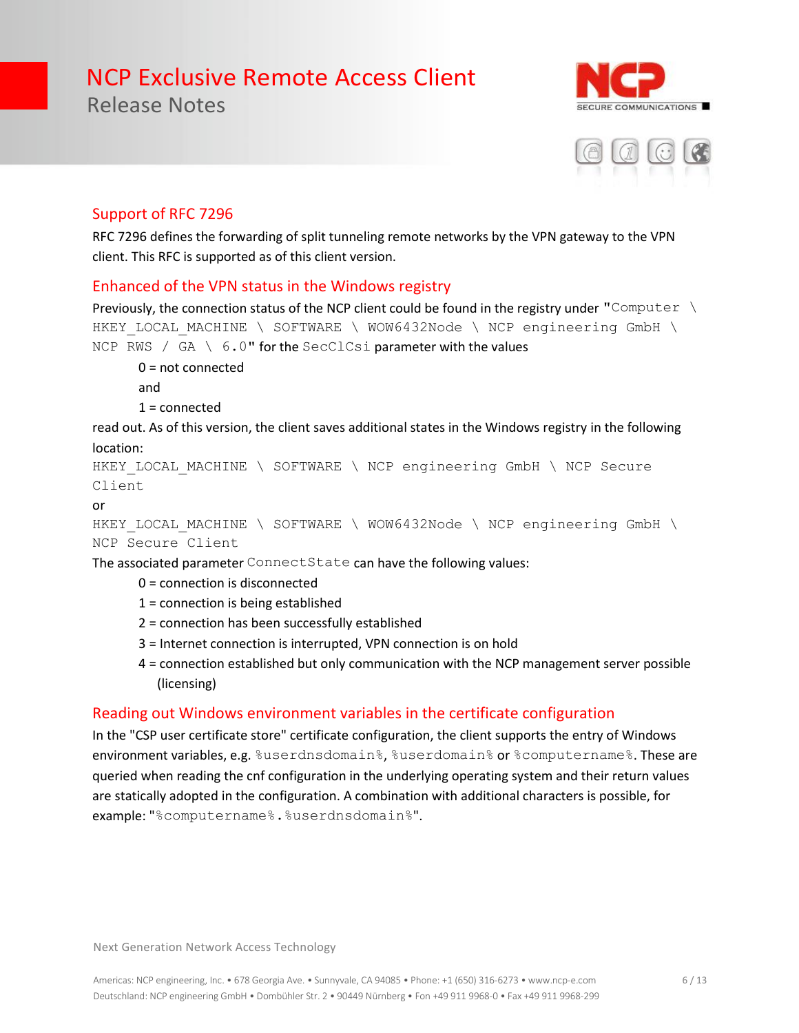## Support of RFC 7296

RFC 7296 defines the forwarding of split tunneling remote networks by the VPN gateway to the VPN client. This RFC is supported as of this client version.

## Enhanced of the VPN status in the Windows registry

Previously, the connection status of the NCP client could be found in the registry under "`Computer \ HKEY_LOCAL_MACHINE \ SOFTWARE \ WOW6432Node \ NCP engineering GmbH \ NCP RWS / GA \ 6.0`" for the `SecClCsi` parameter with the values

0 = not connected

and

1 = connected

read out. As of this version, the client saves additional states in the Windows registry in the following location:

`HKEY_LOCAL_MACHINE \ SOFTWARE \ NCP engineering GmbH \ NCP Secure Client`

or

`HKEY_LOCAL_MACHINE \ SOFTWARE \ WOW6432Node \ NCP engineering GmbH \ NCP Secure Client`

The associated parameter `ConnectState` can have the following values:

0 = connection is disconnected

1 = connection is being established

2 = connection has been successfully established

3 = Internet connection is interrupted, VPN connection is on hold

4 = connection established but only communication with the NCP management server possible (licensing)

## Reading out Windows environment variables in the certificate configuration

In the "CSP user certificate store" certificate configuration, the client supports the entry of Windows environment variables, e.g. `%userdnsdomain%`, `%userdomain%` or `%computername%`. These are queried when reading the cnf configuration in the underlying operating system and their return values are statically adopted in the configuration. A combination with additional characters is possible, for example: "`%computername%.%userdnsdomain%`".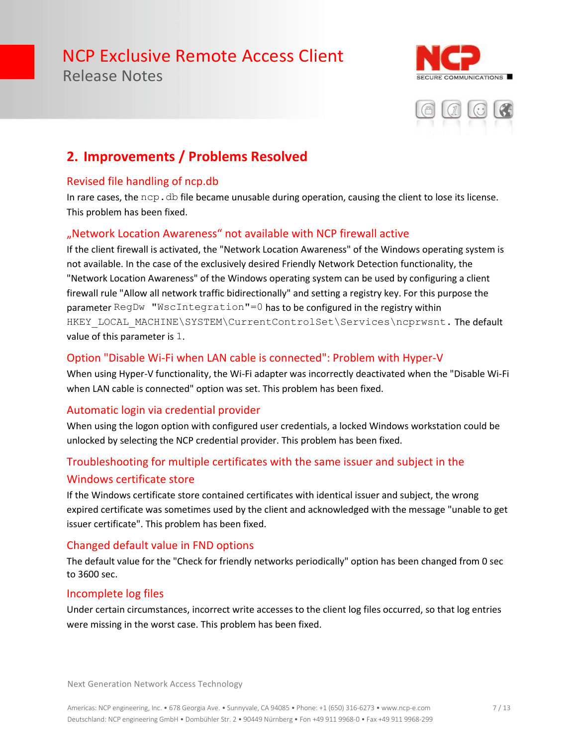## 2. Improvements / Problems Resolved

### Revised file handling of ncp.db

In rare cases, the `ncp.db` file became unusable during operation, causing the client to lose its license. This problem has been fixed.

### „Network Location Awareness" not available with NCP firewall active

If the client firewall is activated, the "Network Location Awareness" of the Windows operating system is not available. In the case of the exclusively desired Friendly Network Detection functionality, the "Network Location Awareness" of the Windows operating system can be used by configuring a client firewall rule "Allow all network traffic bidirectionally" and setting a registry key. For this purpose the parameter `RegDw "WscIntegration"=0` has to be configured in the registry within `HKEY_LOCAL_MACHINE\SYSTEM\CurrentControlSet\Services\ncprwsnt`. The default value of this parameter is `1`.

### Option "Disable Wi-Fi when LAN cable is connected": Problem with Hyper-V

When using Hyper-V functionality, the Wi-Fi adapter was incorrectly deactivated when the "Disable Wi-Fi when LAN cable is connected" option was set. This problem has been fixed.

### Automatic login via credential provider

When using the logon option with configured user credentials, a locked Windows workstation could be unlocked by selecting the NCP credential provider. This problem has been fixed.

### Troubleshooting for multiple certificates with the same issuer and subject in the Windows certificate store

If the Windows certificate store contained certificates with identical issuer and subject, the wrong expired certificate was sometimes used by the client and acknowledged with the message "unable to get issuer certificate". This problem has been fixed.

### Changed default value in FND options

The default value for the "Check for friendly networks periodically" option has been changed from 0 sec to 3600 sec.

### Incomplete log files

Under certain circumstances, incorrect write accesses to the client log files occurred, so that log entries were missing in the worst case. This problem has been fixed.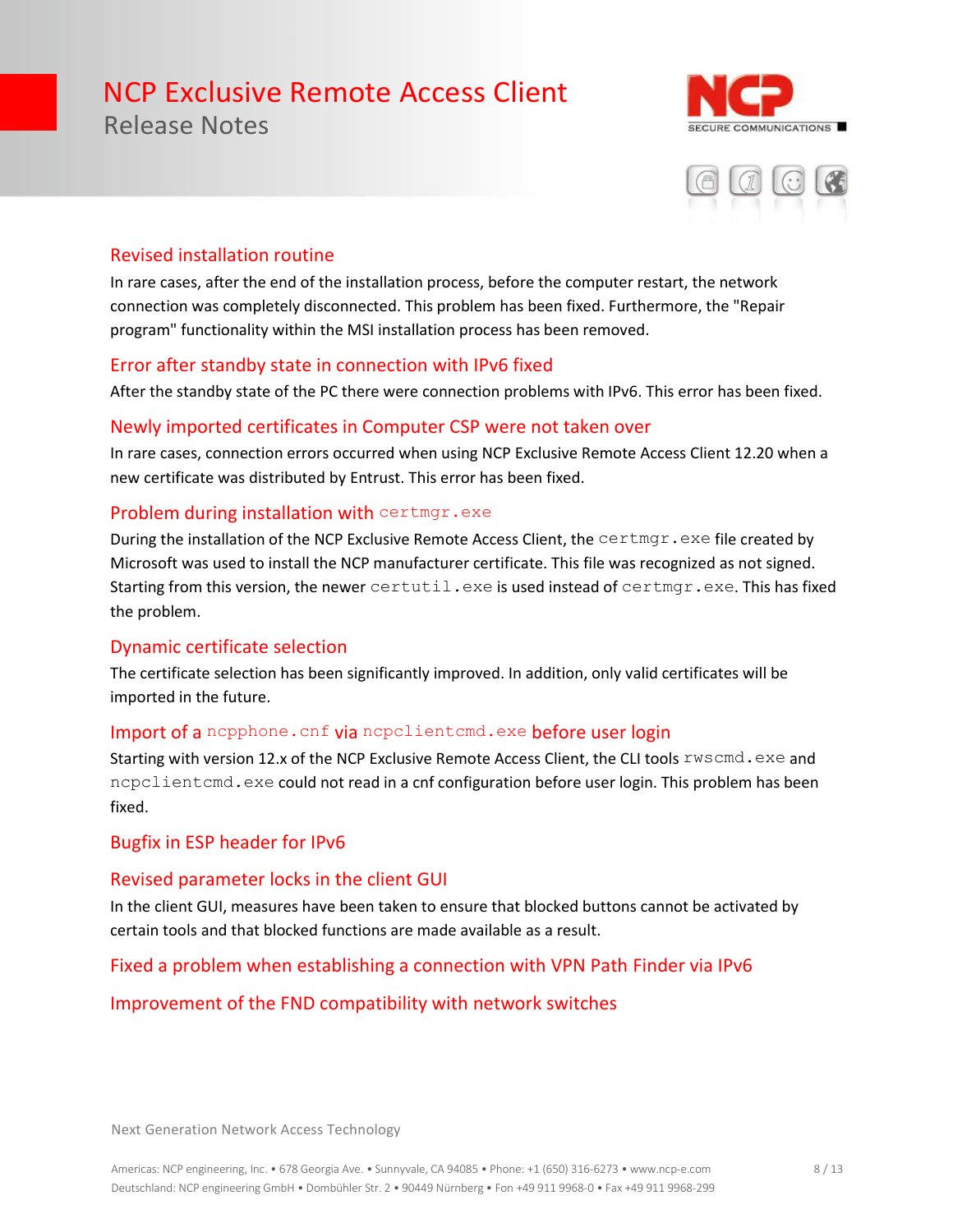### Revised installation routine

In rare cases, after the end of the installation process, before the computer restart, the network connection was completely disconnected. This problem has been fixed. Furthermore, the "Repair program" functionality within the MSI installation process has been removed.

### Error after standby state in connection with IPv6 fixed

After the standby state of the PC there were connection problems with IPv6. This error has been fixed.

### Newly imported certificates in Computer CSP were not taken over

In rare cases, connection errors occurred when using NCP Exclusive Remote Access Client 12.20 when a new certificate was distributed by Entrust. This error has been fixed.

### Problem during installation with `certmgr.exe`

During the installation of the NCP Exclusive Remote Access Client, the `certmgr.exe` file created by Microsoft was used to install the NCP manufacturer certificate. This file was recognized as not signed. Starting from this version, the newer `certutil.exe` is used instead of `certmgr.exe`. This has fixed the problem.

### Dynamic certificate selection

The certificate selection has been significantly improved. In addition, only valid certificates will be imported in the future.

### Import of a `ncpphone.cnf` via `ncpclientcmd.exe` before user login

Starting with version 12.x of the NCP Exclusive Remote Access Client, the CLI tools `rwscmd.exe` and `ncpclientcmd.exe` could not read in a cnf configuration before user login. This problem has been fixed.

### Bugfix in ESP header for IPv6

### Revised parameter locks in the client GUI

In the client GUI, measures have been taken to ensure that blocked buttons cannot be activated by certain tools and that blocked functions are made available as a result.

### Fixed a problem when establishing a connection with VPN Path Finder via IPv6

### Improvement of the FND compatibility with network switches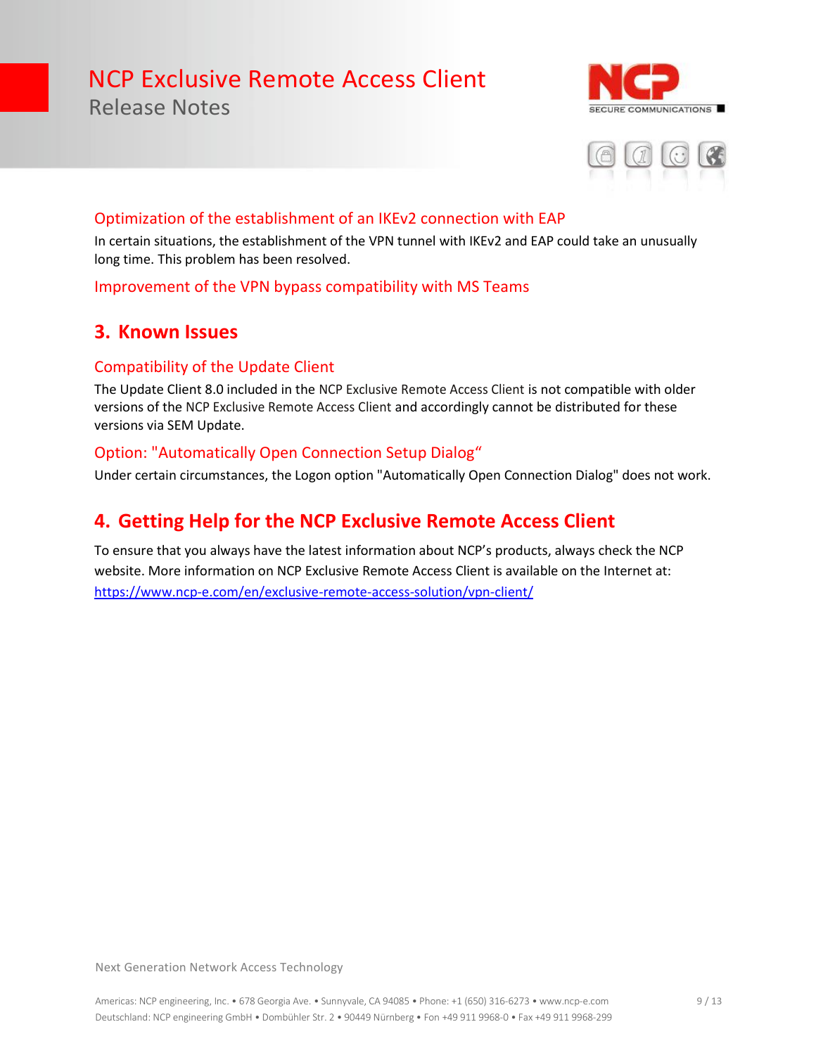### Optimization of the establishment of an IKEv2 connection with EAP

In certain situations, the establishment of the VPN tunnel with IKEv2 and EAP could take an unusually long time. This problem has been resolved.

### Improvement of the VPN bypass compatibility with MS Teams

## 3. Known Issues

### Compatibility of the Update Client

The Update Client 8.0 included in the NCP Exclusive Remote Access Client is not compatible with older versions of the NCP Exclusive Remote Access Client and accordingly cannot be distributed for these versions via SEM Update.

### Option: "Automatically Open Connection Setup Dialog“

Under certain circumstances, the Logon option "Automatically Open Connection Dialog" does not work.

## 4. Getting Help for the NCP Exclusive Remote Access Client

To ensure that you always have the latest information about NCP's products, always check the NCP website. More information on NCP Exclusive Remote Access Client is available on the Internet at:
https://www.ncp-e.com/en/exclusive-remote-access-solution/vpn-client/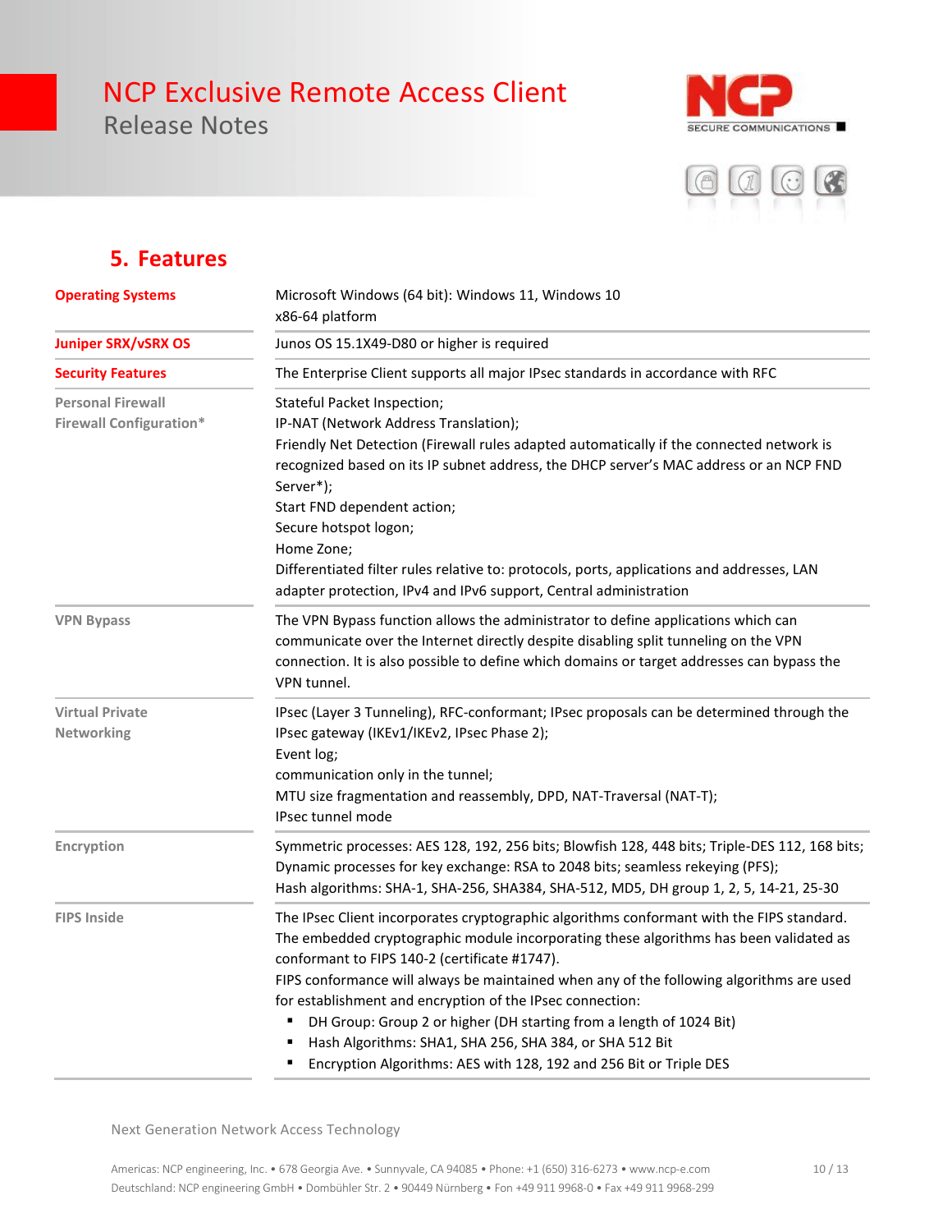## 5. Features

| | |
|---|---|
| **Operating Systems** | Microsoft Windows (64 bit): Windows 11, Windows 10<br>x86-64 platform |
| **Juniper SRX/vSRX OS** | Junos OS 15.1X49-D80 or higher is required |
| **Security Features** | The Enterprise Client supports all major IPsec standards in accordance with RFC |
| **Personal Firewall**<br>**Firewall Configuration*** | Stateful Packet Inspection;<br>IP-NAT (Network Address Translation);<br>Friendly Net Detection (Firewall rules adapted automatically if the connected network is recognized based on its IP subnet address, the DHCP server's MAC address or an NCP FND Server*);<br>Start FND dependent action;<br>Secure hotspot logon;<br>Home Zone;<br>Differentiated filter rules relative to: protocols, ports, applications and addresses, LAN adapter protection, IPv4 and IPv6 support, Central administration |
| **VPN Bypass** | The VPN Bypass function allows the administrator to define applications which can communicate over the Internet directly despite disabling split tunneling on the VPN connection. It is also possible to define which domains or target addresses can bypass the VPN tunnel. |
| **Virtual Private Networking** | IPsec (Layer 3 Tunneling), RFC-conformant; IPsec proposals can be determined through the IPsec gateway (IKEv1/IKEv2, IPsec Phase 2);<br>Event log;<br>communication only in the tunnel;<br>MTU size fragmentation and reassembly, DPD, NAT-Traversal (NAT-T);<br>IPsec tunnel mode |
| **Encryption** | Symmetric processes: AES 128, 192, 256 bits; Blowfish 128, 448 bits; Triple-DES 112, 168 bits;<br>Dynamic processes for key exchange: RSA to 2048 bits; seamless rekeying (PFS);<br>Hash algorithms: SHA-1, SHA-256, SHA384, SHA-512, MD5, DH group 1, 2, 5, 14-21, 25-30 |
| **FIPS Inside** | The IPsec Client incorporates cryptographic algorithms conformant with the FIPS standard. The embedded cryptographic module incorporating these algorithms has been validated as conformant to FIPS 140-2 (certificate #1747).<br>FIPS conformance will always be maintained when any of the following algorithms are used for establishment and encryption of the IPsec connection:<br>▪ DH Group: Group 2 or higher (DH starting from a length of 1024 Bit)<br>▪ Hash Algorithms: SHA1, SHA 256, SHA 384, or SHA 512 Bit<br>▪ Encryption Algorithms: AES with 128, 192 and 256 Bit or Triple DES |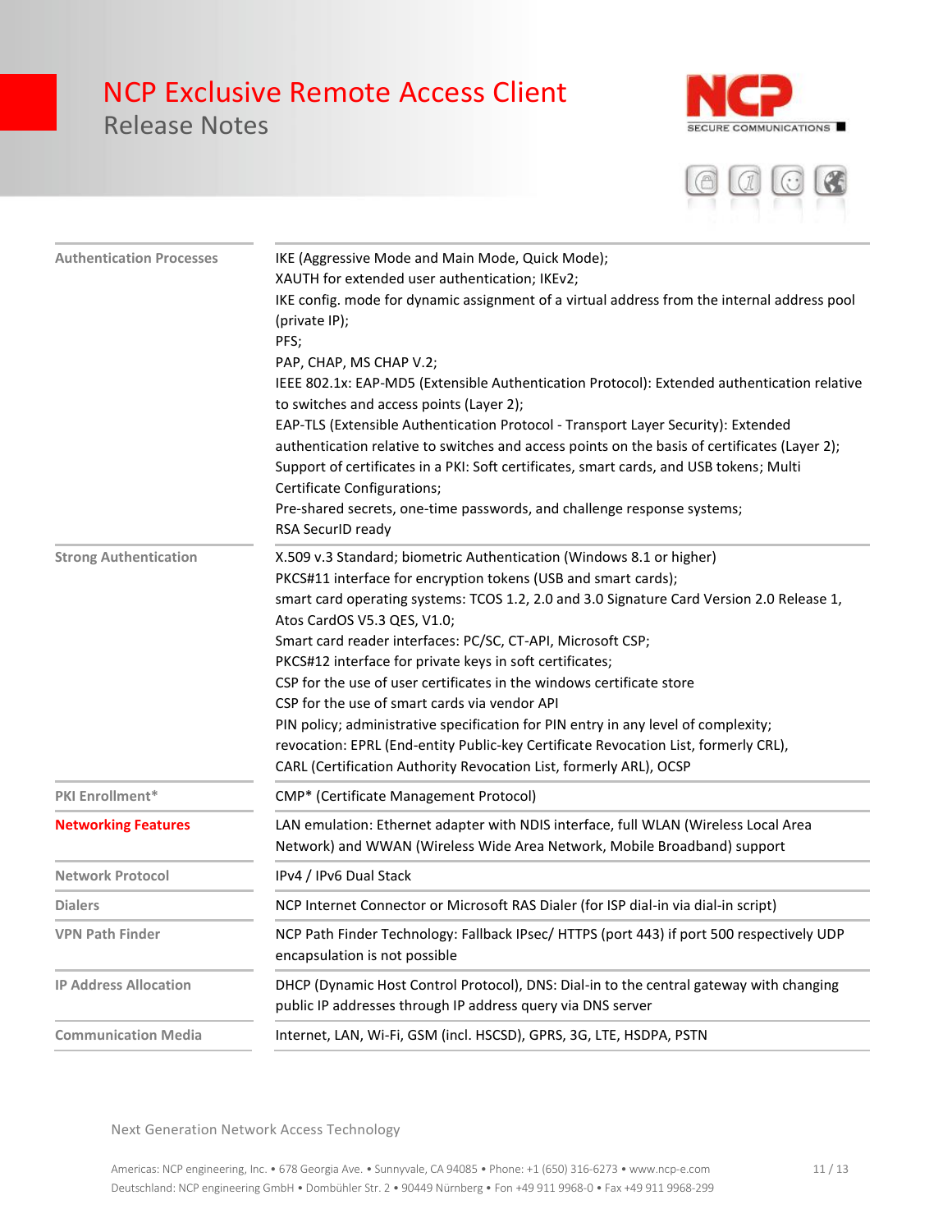| | |
|---|---|
| Authentication Processes | IKE (Aggressive Mode and Main Mode, Quick Mode);<br>XAUTH for extended user authentication; IKEv2;<br>IKE config. mode for dynamic assignment of a virtual address from the internal address pool (private IP);<br>PFS;<br>PAP, CHAP, MS CHAP V.2;<br>IEEE 802.1x: EAP-MD5 (Extensible Authentication Protocol): Extended authentication relative to switches and access points (Layer 2);<br>EAP-TLS (Extensible Authentication Protocol - Transport Layer Security): Extended authentication relative to switches and access points on the basis of certificates (Layer 2);<br>Support of certificates in a PKI: Soft certificates, smart cards, and USB tokens; Multi Certificate Configurations;<br>Pre-shared secrets, one-time passwords, and challenge response systems;<br>RSA SecurID ready |
| Strong Authentication | X.509 v.3 Standard; biometric Authentication (Windows 8.1 or higher)<br>PKCS#11 interface for encryption tokens (USB and smart cards);<br>smart card operating systems: TCOS 1.2, 2.0 and 3.0 Signature Card Version 2.0 Release 1, Atos CardOS V5.3 QES, V1.0;<br>Smart card reader interfaces: PC/SC, CT-API, Microsoft CSP;<br>PKCS#12 interface for private keys in soft certificates;<br>CSP for the use of user certificates in the windows certificate store<br>CSP for the use of smart cards via vendor API<br>PIN policy; administrative specification for PIN entry in any level of complexity;<br>revocation: EPRL (End-entity Public-key Certificate Revocation List, formerly CRL), CARL (Certification Authority Revocation List, formerly ARL), OCSP |
| PKI Enrollment* | CMP* (Certificate Management Protocol) |
| **Networking Features** | LAN emulation: Ethernet adapter with NDIS interface, full WLAN (Wireless Local Area Network) and WWAN (Wireless Wide Area Network, Mobile Broadband) support |
| Network Protocol | IPv4 / IPv6 Dual Stack |
| Dialers | NCP Internet Connector or Microsoft RAS Dialer (for ISP dial-in via dial-in script) |
| VPN Path Finder | NCP Path Finder Technology: Fallback IPsec/ HTTPS (port 443) if port 500 respectively UDP encapsulation is not possible |
| IP Address Allocation | DHCP (Dynamic Host Control Protocol), DNS: Dial-in to the central gateway with changing public IP addresses through IP address query via DNS server |
| Communication Media | Internet, LAN, Wi-Fi, GSM (incl. HSCSD), GPRS, 3G, LTE, HSDPA, PSTN |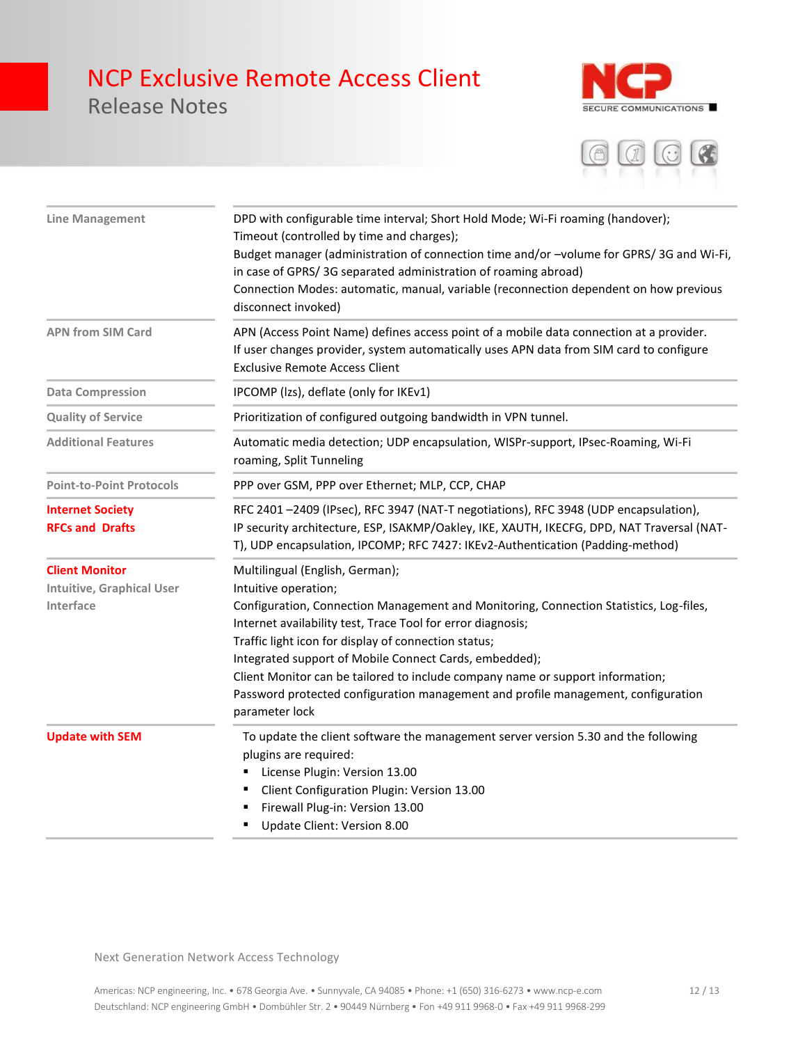| | |
|---|---|
| Line Management | DPD with configurable time interval; Short Hold Mode; Wi-Fi roaming (handover); Timeout (controlled by time and charges); Budget manager (administration of connection time and/or –volume for GPRS/ 3G and Wi-Fi, in case of GPRS/ 3G separated administration of roaming abroad) Connection Modes: automatic, manual, variable (reconnection dependent on how previous disconnect invoked) |
| APN from SIM Card | APN (Access Point Name) defines access point of a mobile data connection at a provider. If user changes provider, system automatically uses APN data from SIM card to configure Exclusive Remote Access Client |
| Data Compression | IPCOMP (lzs), deflate (only for IKEv1) |
| Quality of Service | Prioritization of configured outgoing bandwidth in VPN tunnel. |
| Additional Features | Automatic media detection; UDP encapsulation, WISPr-support, IPsec-Roaming, Wi-Fi roaming, Split Tunneling |
| Point-to-Point Protocols | PPP over GSM, PPP over Ethernet; MLP, CCP, CHAP |
| **Internet Society RFCs and Drafts** | RFC 2401 –2409 (IPsec), RFC 3947 (NAT-T negotiations), RFC 3948 (UDP encapsulation), IP security architecture, ESP, ISAKMP/Oakley, IKE, XAUTH, IKECFG, DPD, NAT Traversal (NAT-T), UDP encapsulation, IPCOMP; RFC 7427: IKEv2-Authentication (Padding-method) |
| **Client Monitor** Intuitive, Graphical User Interface | Multilingual (English, German); Intuitive operation; Configuration, Connection Management and Monitoring, Connection Statistics, Log-files, Internet availability test, Trace Tool for error diagnosis; Traffic light icon for display of connection status; Integrated support of Mobile Connect Cards, embedded); Client Monitor can be tailored to include company name or support information; Password protected configuration management and profile management, configuration parameter lock |
| **Update with SEM** | To update the client software the management server version 5.30 and the following plugins are required:<br>▪ License Plugin: Version 13.00<br>▪ Client Configuration Plugin: Version 13.00<br>▪ Firewall Plug-in: Version 13.00<br>▪ Update Client: Version 8.00 |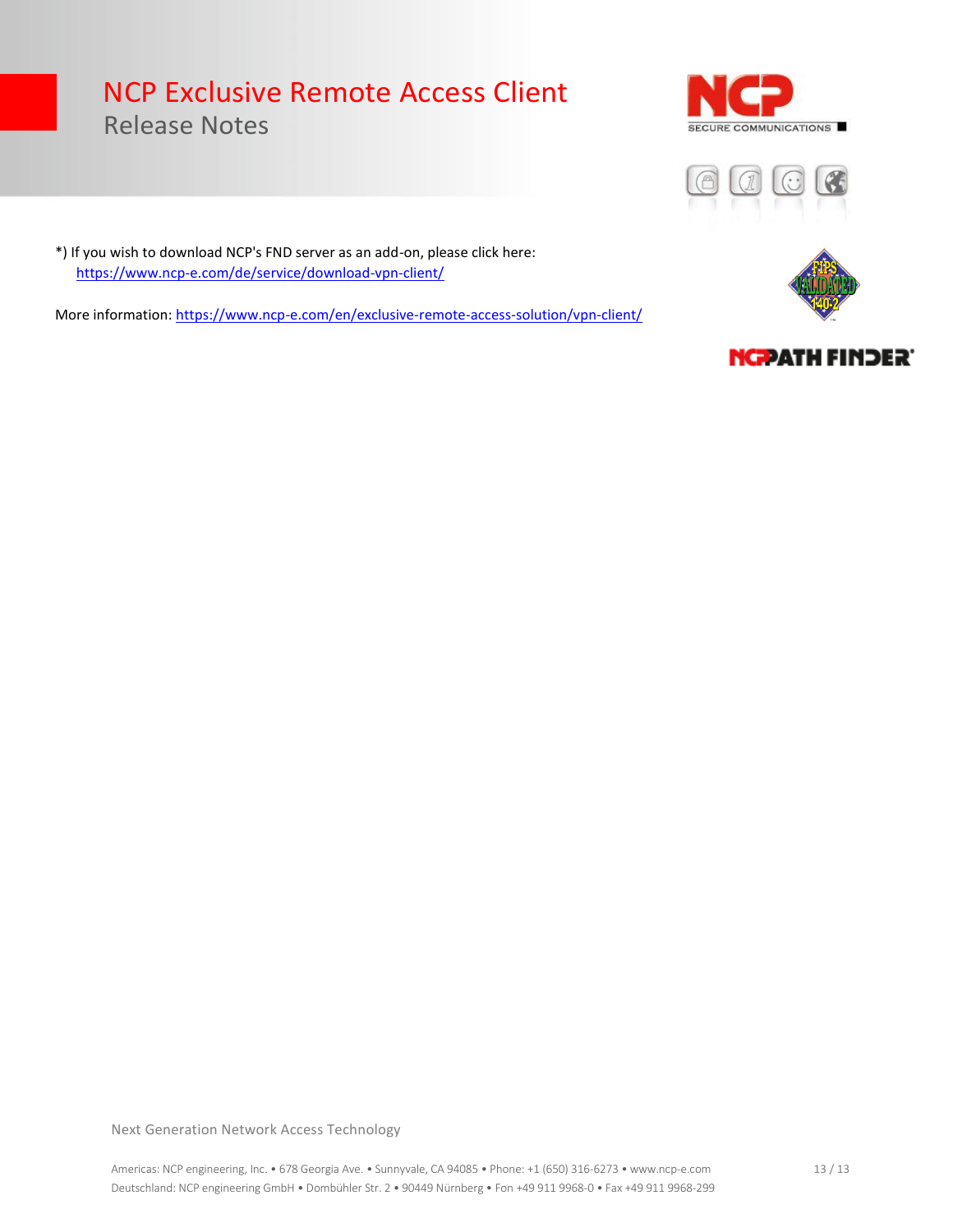*) If you wish to download NCP's FND server as an add-on, please click here:
https://www.ncp-e.com/de/service/download-vpn-client/

More information: https://www.ncp-e.com/en/exclusive-remote-access-solution/vpn-client/